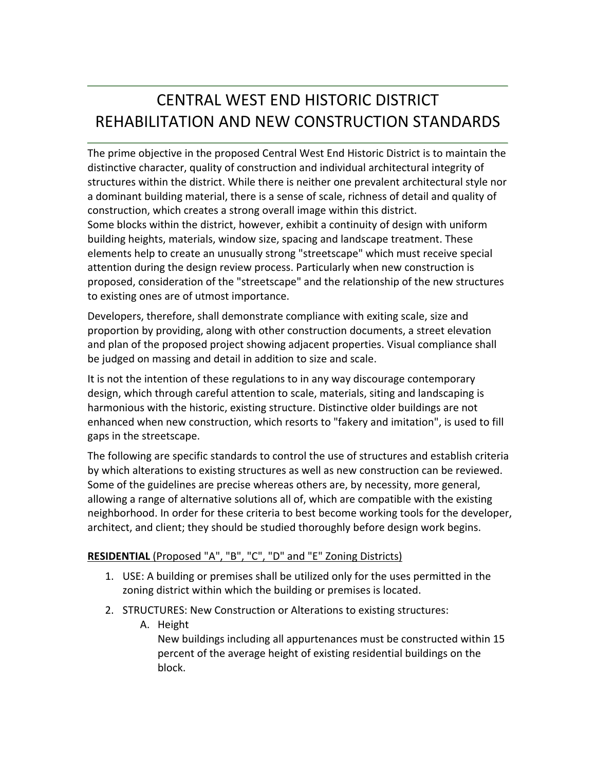# CENTRAL WEST END HISTORIC DISTRICT REHABILITATION AND NEW CONSTRUCTION STANDARDS

The prime objective in the proposed Central West End Historic District is to maintain the distinctive character, quality of construction and individual architectural integrity of structures within the district. While there is neither one prevalent architectural style nor a dominant building material, there is a sense of scale, richness of detail and quality of construction, which creates a strong overall image within this district.
Some blocks within the district, however, exhibit a continuity of design with uniform building heights, materials, window size, spacing and landscape treatment. These elements help to create an unusually strong "streetscape" which must receive special attention during the design review process. Particularly when new construction is proposed, consideration of the "streetscape" and the relationship of the new structures to existing ones are of utmost importance.

Developers, therefore, shall demonstrate compliance with exiting scale, size and proportion by providing, along with other construction documents, a street elevation and plan of the proposed project showing adjacent properties. Visual compliance shall be judged on massing and detail in addition to size and scale.

It is not the intention of these regulations to in any way discourage contemporary design, which through careful attention to scale, materials, siting and landscaping is harmonious with the historic, existing structure. Distinctive older buildings are not enhanced when new construction, which resorts to "fakery and imitation", is used to fill gaps in the streetscape.

The following are specific standards to control the use of structures and establish criteria by which alterations to existing structures as well as new construction can be reviewed. Some of the guidelines are precise whereas others are, by necessity, more general, allowing a range of alternative solutions all of, which are compatible with the existing neighborhood. In order for these criteria to best become working tools for the developer, architect, and client; they should be studied thoroughly before design work begins.

<u>**RESIDENTIAL** (Proposed "A", "B", "C", "D" and "E" Zoning Districts)</u>

1. USE: A building or premises shall be utilized only for the uses permitted in the zoning district within which the building or premises is located.
2. STRUCTURES: New Construction or Alterations to existing structures:
   A. Height
      New buildings including all appurtenances must be constructed within 15 percent of the average height of existing residential buildings on the block.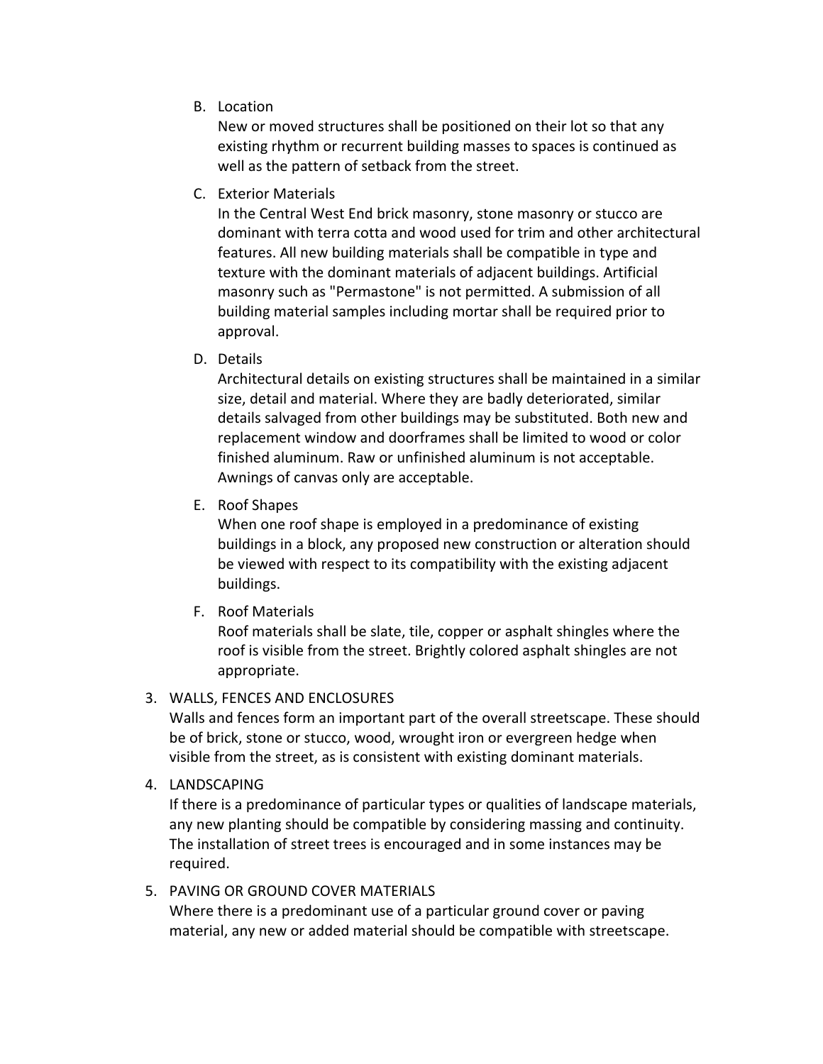B. Location

   New or moved structures shall be positioned on their lot so that any existing rhythm or recurrent building masses to spaces is continued as well as the pattern of setback from the street.

C. Exterior Materials

   In the Central West End brick masonry, stone masonry or stucco are dominant with terra cotta and wood used for trim and other architectural features. All new building materials shall be compatible in type and texture with the dominant materials of adjacent buildings. Artificial masonry such as "Permastone" is not permitted. A submission of all building material samples including mortar shall be required prior to approval.

D. Details

   Architectural details on existing structures shall be maintained in a similar size, detail and material. Where they are badly deteriorated, similar details salvaged from other buildings may be substituted. Both new and replacement window and doorframes shall be limited to wood or color finished aluminum. Raw or unfinished aluminum is not acceptable. Awnings of canvas only are acceptable.

E. Roof Shapes

   When one roof shape is employed in a predominance of existing buildings in a block, any proposed new construction or alteration should be viewed with respect to its compatibility with the existing adjacent buildings.

F. Roof Materials

   Roof materials shall be slate, tile, copper or asphalt shingles where the roof is visible from the street. Brightly colored asphalt shingles are not appropriate.

3. WALLS, FENCES AND ENCLOSURES

   Walls and fences form an important part of the overall streetscape. These should be of brick, stone or stucco, wood, wrought iron or evergreen hedge when visible from the street, as is consistent with existing dominant materials.

4. LANDSCAPING

   If there is a predominance of particular types or qualities of landscape materials, any new planting should be compatible by considering massing and continuity. The installation of street trees is encouraged and in some instances may be required.

5. PAVING OR GROUND COVER MATERIALS

   Where there is a predominant use of a particular ground cover or paving material, any new or added material should be compatible with streetscape.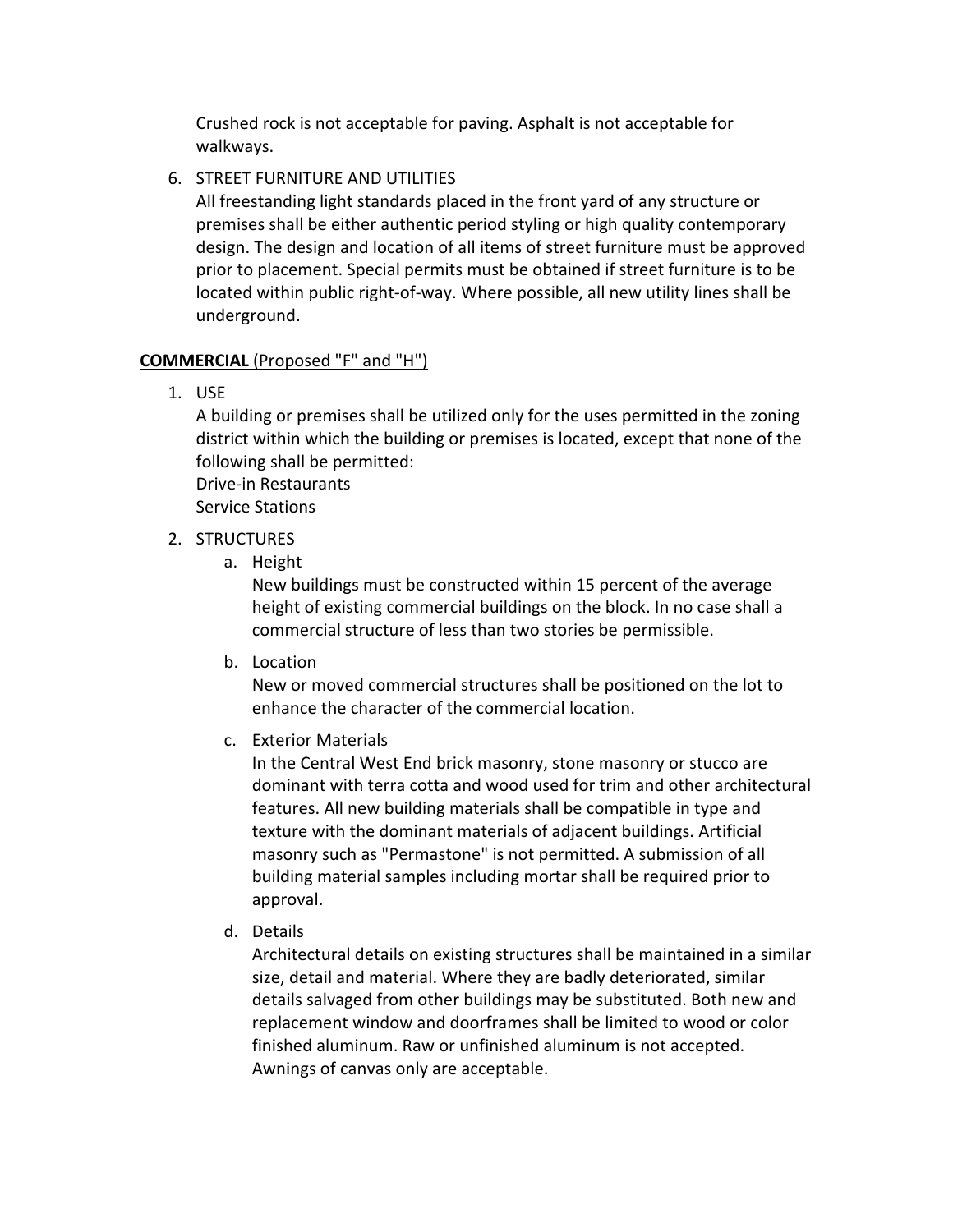Crushed rock is not acceptable for paving. Asphalt is not acceptable for walkways.

6. STREET FURNITURE AND UTILITIES

   All freestanding light standards placed in the front yard of any structure or premises shall be either authentic period styling or high quality contemporary design. The design and location of all items of street furniture must be approved prior to placement. Special permits must be obtained if street furniture is to be located within public right-of-way. Where possible, all new utility lines shall be underground.

**COMMERCIAL** (Proposed "F" and "H")

1. USE

   A building or premises shall be utilized only for the uses permitted in the zoning district within which the building or premises is located, except that none of the following shall be permitted:

   Drive-in Restaurants

   Service Stations

2. STRUCTURES

   a. Height

      New buildings must be constructed within 15 percent of the average height of existing commercial buildings on the block. In no case shall a commercial structure of less than two stories be permissible.

   b. Location

      New or moved commercial structures shall be positioned on the lot to enhance the character of the commercial location.

   c. Exterior Materials

      In the Central West End brick masonry, stone masonry or stucco are dominant with terra cotta and wood used for trim and other architectural features. All new building materials shall be compatible in type and texture with the dominant materials of adjacent buildings. Artificial masonry such as "Permastone" is not permitted. A submission of all building material samples including mortar shall be required prior to approval.

   d. Details

      Architectural details on existing structures shall be maintained in a similar size, detail and material. Where they are badly deteriorated, similar details salvaged from other buildings may be substituted. Both new and replacement window and doorframes shall be limited to wood or color finished aluminum. Raw or unfinished aluminum is not accepted. Awnings of canvas only are acceptable.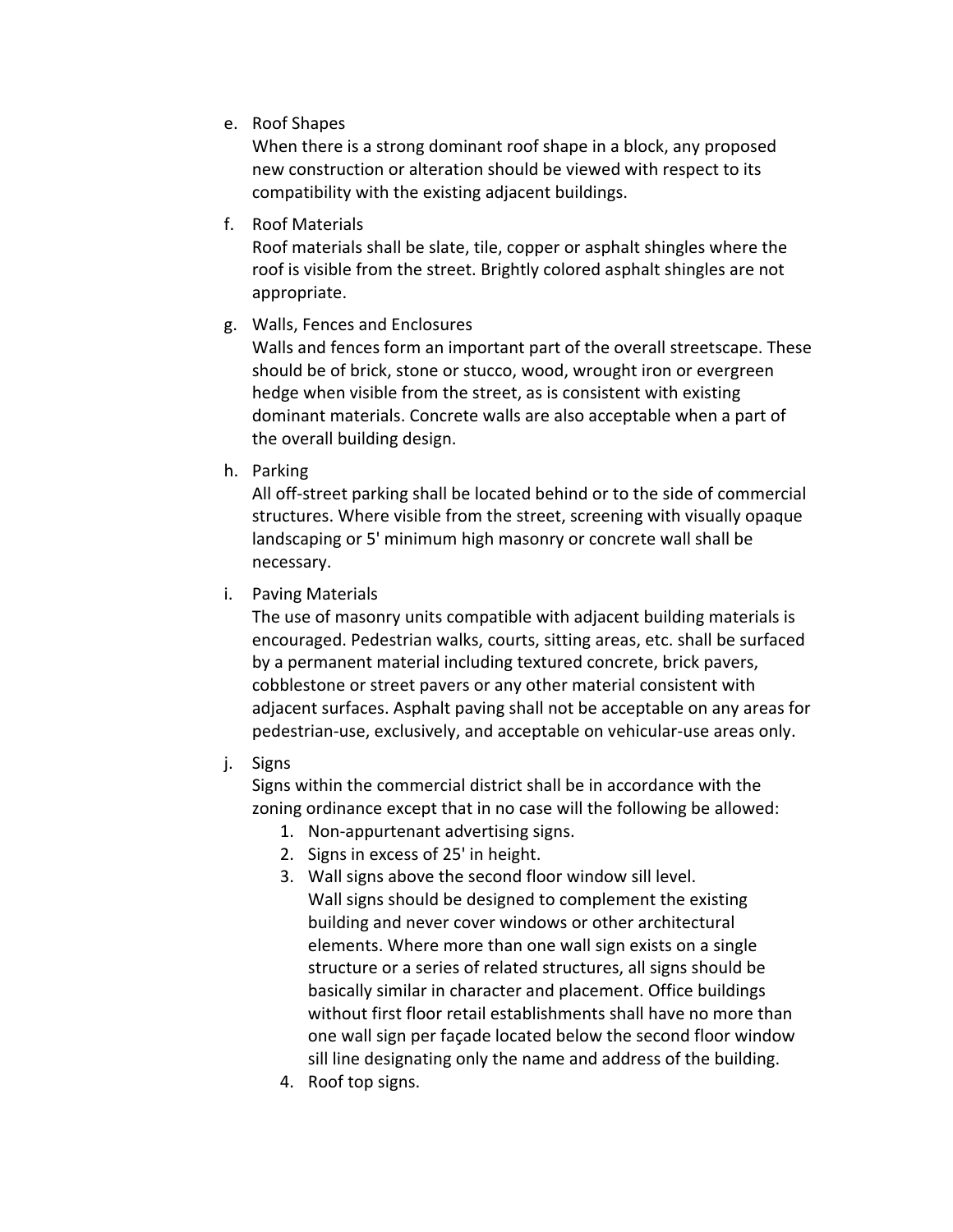e. Roof Shapes

   When there is a strong dominant roof shape in a block, any proposed new construction or alteration should be viewed with respect to its compatibility with the existing adjacent buildings.

f. Roof Materials

   Roof materials shall be slate, tile, copper or asphalt shingles where the roof is visible from the street. Brightly colored asphalt shingles are not appropriate.

g. Walls, Fences and Enclosures

   Walls and fences form an important part of the overall streetscape. These should be of brick, stone or stucco, wood, wrought iron or evergreen hedge when visible from the street, as is consistent with existing dominant materials. Concrete walls are also acceptable when a part of the overall building design.

h. Parking

   All off-street parking shall be located behind or to the side of commercial structures. Where visible from the street, screening with visually opaque landscaping or 5' minimum high masonry or concrete wall shall be necessary.

i. Paving Materials

   The use of masonry units compatible with adjacent building materials is encouraged. Pedestrian walks, courts, sitting areas, etc. shall be surfaced by a permanent material including textured concrete, brick pavers, cobblestone or street pavers or any other material consistent with adjacent surfaces. Asphalt paving shall not be acceptable on any areas for pedestrian-use, exclusively, and acceptable on vehicular-use areas only.

j. Signs

   Signs within the commercial district shall be in accordance with the zoning ordinance except that in no case will the following be allowed:

   1. Non-appurtenant advertising signs.
   2. Signs in excess of 25' in height.
   3. Wall signs above the second floor window sill level.
      Wall signs should be designed to complement the existing building and never cover windows or other architectural elements. Where more than one wall sign exists on a single structure or a series of related structures, all signs should be basically similar in character and placement. Office buildings without first floor retail establishments shall have no more than one wall sign per façade located below the second floor window sill line designating only the name and address of the building.
   4. Roof top signs.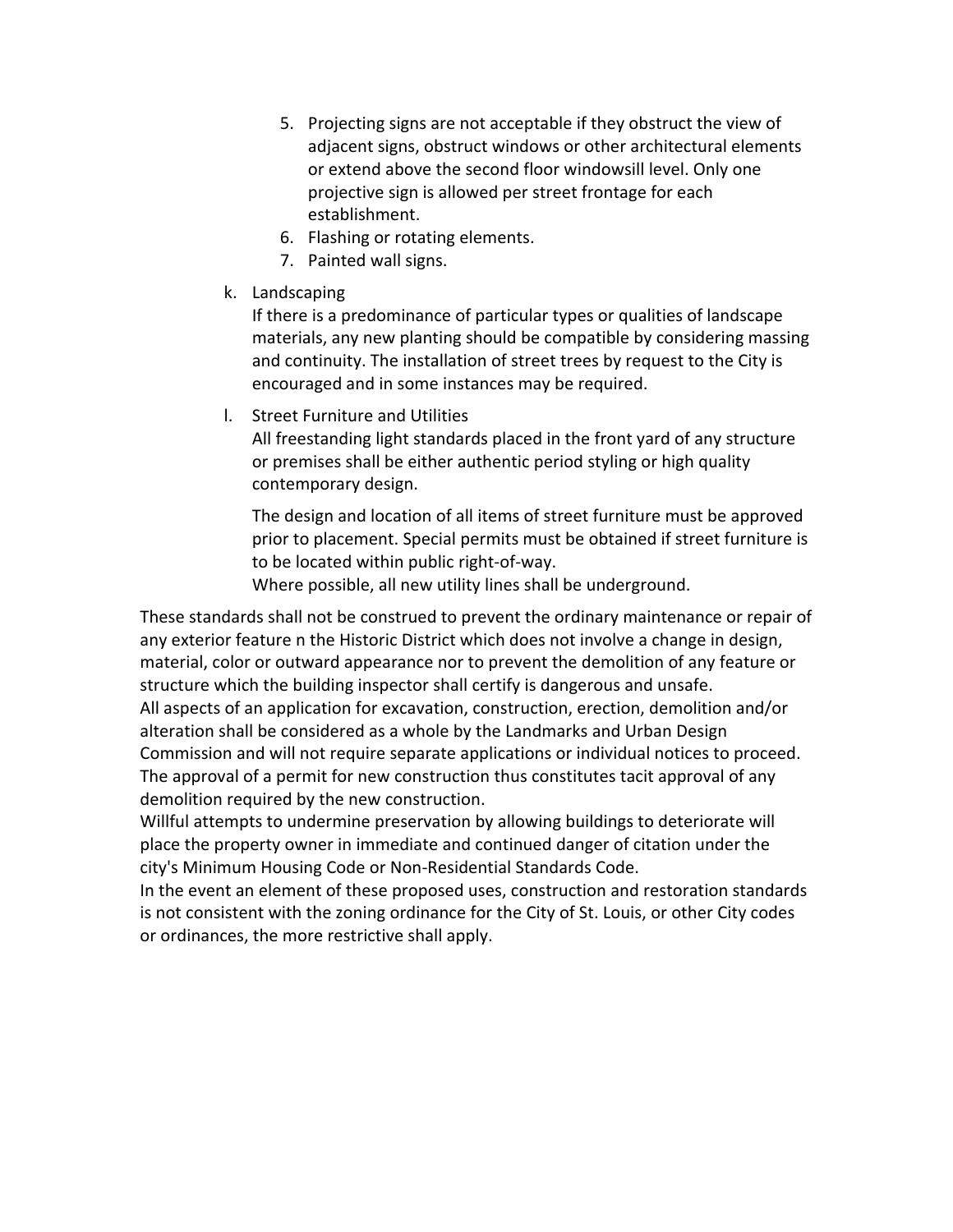5. Projecting signs are not acceptable if they obstruct the view of adjacent signs, obstruct windows or other architectural elements or extend above the second floor windowsill level. Only one projective sign is allowed per street frontage for each establishment.
6. Flashing or rotating elements.
7. Painted wall signs.

k. Landscaping

If there is a predominance of particular types or qualities of landscape materials, any new planting should be compatible by considering massing and continuity. The installation of street trees by request to the City is encouraged and in some instances may be required.

l. Street Furniture and Utilities

All freestanding light standards placed in the front yard of any structure or premises shall be either authentic period styling or high quality contemporary design.

The design and location of all items of street furniture must be approved prior to placement. Special permits must be obtained if street furniture is to be located within public right-of-way.
Where possible, all new utility lines shall be underground.

These standards shall not be construed to prevent the ordinary maintenance or repair of any exterior feature n the Historic District which does not involve a change in design, material, color or outward appearance nor to prevent the demolition of any feature or structure which the building inspector shall certify is dangerous and unsafe.
All aspects of an application for excavation, construction, erection, demolition and/or alteration shall be considered as a whole by the Landmarks and Urban Design Commission and will not require separate applications or individual notices to proceed. The approval of a permit for new construction thus constitutes tacit approval of any demolition required by the new construction.
Willful attempts to undermine preservation by allowing buildings to deteriorate will place the property owner in immediate and continued danger of citation under the city's Minimum Housing Code or Non-Residential Standards Code.
In the event an element of these proposed uses, construction and restoration standards is not consistent with the zoning ordinance for the City of St. Louis, or other City codes or ordinances, the more restrictive shall apply.